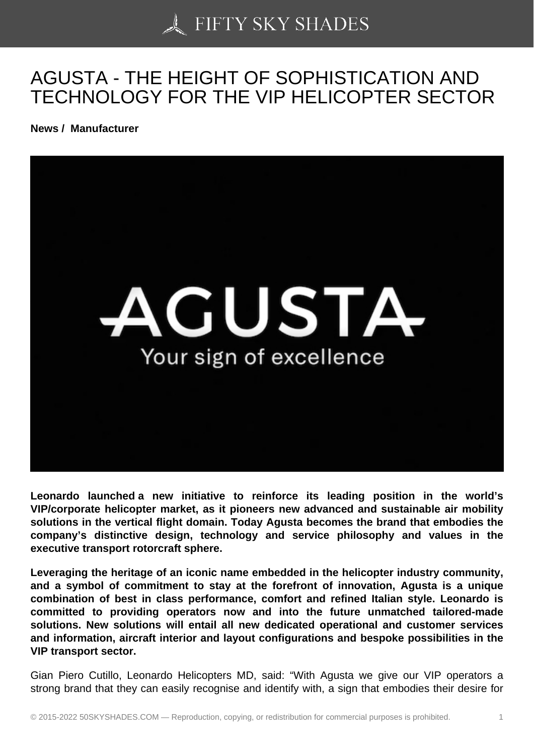# AGUSTA - THE HEIGHT OF SOPHISTICATION AND TECHNOLOGY FOR THE VIP HELICOPTER SECTOR

**News / Manufacturer**

**Leonardo launched a new initiative to reinforce its leading position in the world's VIP/corporate helicopter market, as it pioneers new advanced and sustainable air mobility solutions in the vertical flight domain. Today Agusta becomes the brand that embodies the company's distinctive design, technology and service philosophy and values in the executive transport rotorcraft sphere.**

**Leveraging the heritage of an iconic name embedded in the helicopter industry community, and a symbol of commitment to stay at the forefront of innovation, Agusta is a unique combination of best in class performance, comfort and refined Italian style. Leonardo is committed to providing operators now and into the future unmatched tailored-made solutions. New solutions will entail all new dedicated operational and customer services and information, aircraft interior and layout configurations and bespoke possibilities in the VIP transport sector.**

Gian Piero Cutillo, Leonardo Helicopters MD, said: "With Agusta we give our VIP operators a strong brand that they can easily recognise and identify with, a sign that embodies their desire for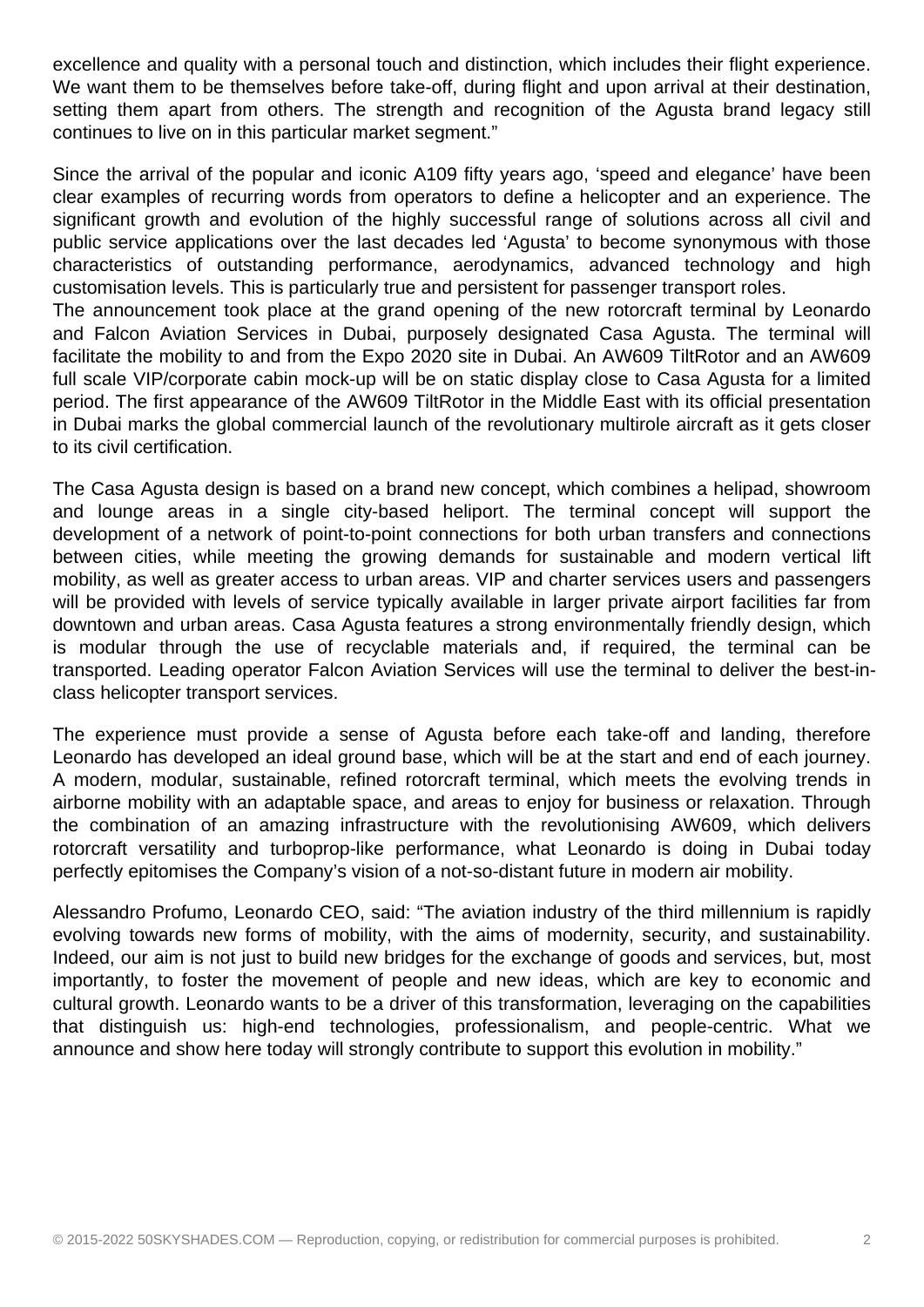excellence and quality with a personal touch and distinction, which includes their flight experience. We want them to be themselves before take-off, during flight and upon arrival at their destination, setting them apart from others. The strength and recognition of the Agusta brand legacy still continues to live on in this particular market segment."

Since the arrival of the popular and iconic A109 fifty years ago, 'speed and elegance' have been clear examples of recurring words from operators to define a helicopter and an experience. The significant growth and evolution of the highly successful range of solutions across all civil and public service applications over the last decades led 'Agusta' to become synonymous with those characteristics of outstanding performance, aerodynamics, advanced technology and high customisation levels. This is particularly true and persistent for passenger transport roles.

The announcement took place at the grand opening of the new rotorcraft terminal by Leonardo and Falcon Aviation Services in Dubai, purposely designated Casa Agusta. The terminal will facilitate the mobility to and from the Expo 2020 site in Dubai. An AW609 TiltRotor and an AW609 full scale VIP/corporate cabin mock-up will be on static display close to Casa Agusta for a limited period. The first appearance of the AW609 TiltRotor in the Middle East with its official presentation in Dubai marks the global commercial launch of the revolutionary multirole aircraft as it gets closer to its civil certification.

The Casa Agusta design is based on a brand new concept, which combines a helipad, showroom and lounge areas in a single city-based heliport. The terminal concept will support the development of a network of point-to-point connections for both urban transfers and connections between cities, while meeting the growing demands for sustainable and modern vertical lift mobility, as well as greater access to urban areas. VIP and charter services users and passengers will be provided with levels of service typically available in larger private airport facilities far from downtown and urban areas. Casa Agusta features a strong environmentally friendly design, which is modular through the use of recyclable materials and, if required, the terminal can be transported. Leading operator Falcon Aviation Services will use the terminal to deliver the best-in-class helicopter transport services.

The experience must provide a sense of Agusta before each take-off and landing, therefore Leonardo has developed an ideal ground base, which will be at the start and end of each journey. A modern, modular, sustainable, refined rotorcraft terminal, which meets the evolving trends in airborne mobility with an adaptable space, and areas to enjoy for business or relaxation. Through the combination of an amazing infrastructure with the revolutionising AW609, which delivers rotorcraft versatility and turboprop-like performance, what Leonardo is doing in Dubai today perfectly epitomises the Company's vision of a not-so-distant future in modern air mobility.

Alessandro Profumo, Leonardo CEO, said: "The aviation industry of the third millennium is rapidly evolving towards new forms of mobility, with the aims of modernity, security, and sustainability. Indeed, our aim is not just to build new bridges for the exchange of goods and services, but, most importantly, to foster the movement of people and new ideas, which are key to economic and cultural growth. Leonardo wants to be a driver of this transformation, leveraging on the capabilities that distinguish us: high-end technologies, professionalism, and people-centric. What we announce and show here today will strongly contribute to support this evolution in mobility."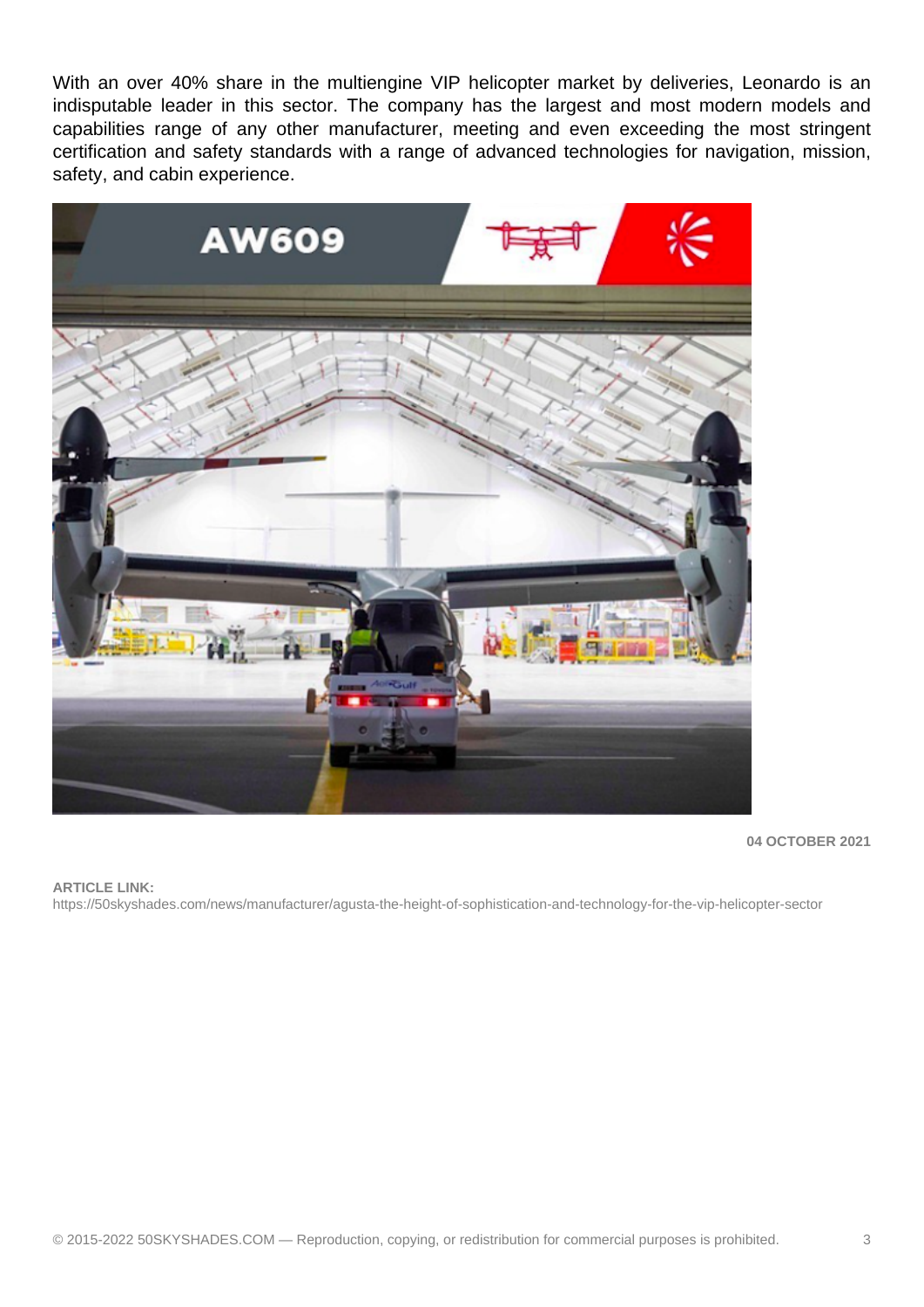With an over 40% share in the multiengine VIP helicopter market by deliveries, Leonardo is an indisputable leader in this sector. The company has the largest and most modern models and capabilities range of any other manufacturer, meeting and even exceeding the most stringent certification and safety standards with a range of advanced technologies for navigation, mission, safety, and cabin experience.

**04 OCTOBER 2021**

**ARTICLE LINK:**
https://50skyshades.com/news/manufacturer/agusta-the-height-of-sophistication-and-technology-for-the-vip-helicopter-sector

© 2015-2022 50SKYSHADES.COM — Reproduction, copying, or redistribution for commercial purposes is prohibited.